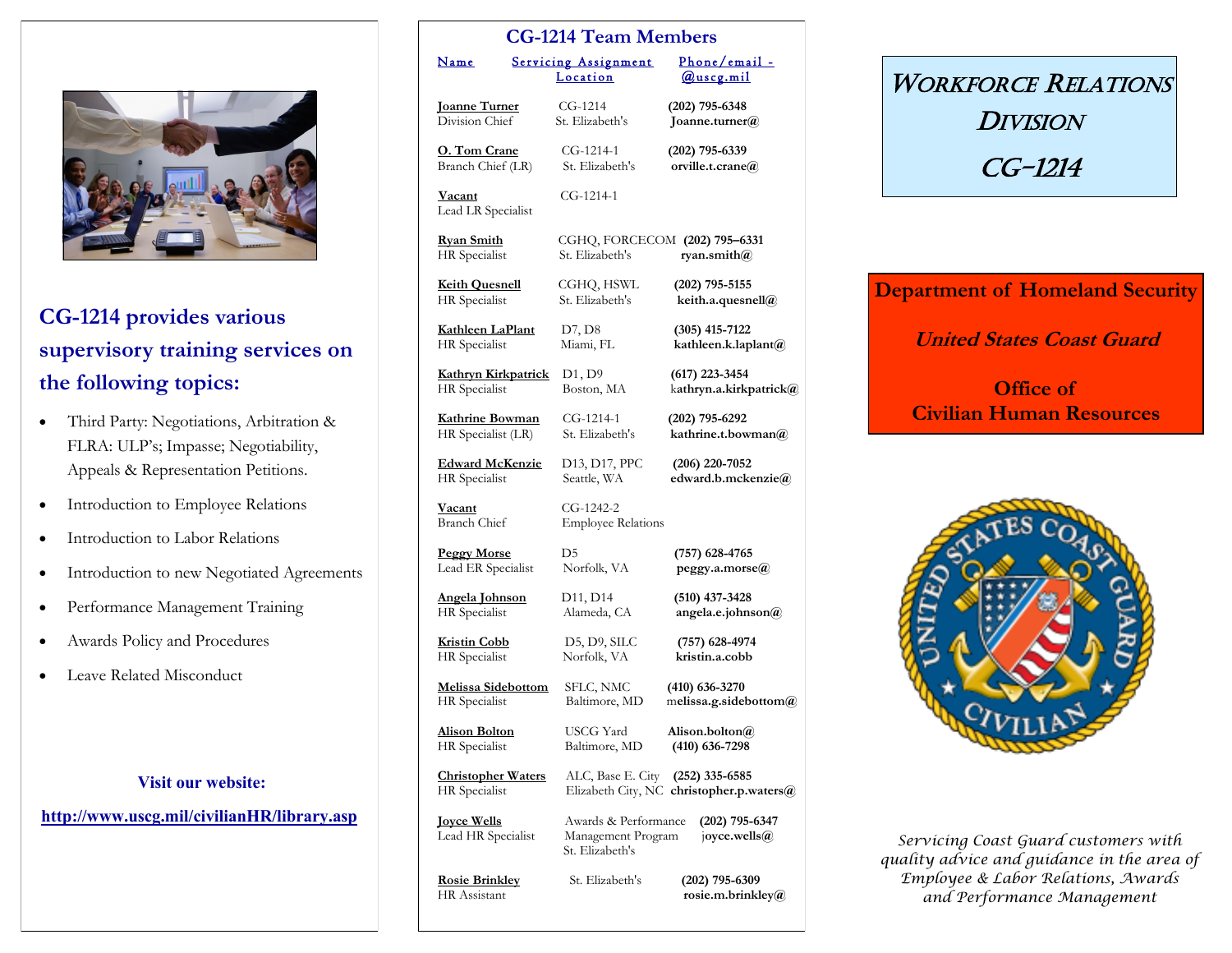## CG-1214 provides various supervisory training services on the following topics:

- Third Party: Negotiations, Arbitration & FLRA: ULP's; Impasse; Negotiability, Appeals & Representation Petitions.
- Introduction to Employee Relations
- Introduction to Labor Relations
- Introduction to new Negotiated Agreements
- Performance Management Training
- Awards Policy and Procedures
- Leave Related Misconduct

**Visit our website:**

**http://www.uscg.mil/civilianHR/library.asp**

## CG-1214 Team Members

| Name | Servicing Assignment Location | Phone/email - @uscg.mil |
|---|---|---|
| **Joanne Turner** Division Chief | CG-1214 St. Elizabeth's | **(202) 795-6348** **Joanne.turner@** |
| **O. Tom Crane** Branch Chief (LR) | CG-1214-1 St. Elizabeth's | **(202) 795-6339** **orville.t.crane@** |
| **Vacant** Lead LR Specialist | CG-1214-1 | |
| **Ryan Smith** HR Specialist | CGHQ, FORCECOM St. Elizabeth's | **(202) 795–6331** **ryan.smith@** |
| **Keith Quesnell** HR Specialist | CGHQ, HSWL St. Elizabeth's | **(202) 795-5155** **keith.a.quesnell@** |
| **Kathleen LaPlant** HR Specialist | D7, D8 Miami, FL | **(305) 415-7122** **kathleen.k.laplant@** |
| **Kathryn Kirkpatrick** HR Specialist | D1, D9 Boston, MA | **(617) 223-3454** **kathryn.a.kirkpatrick@** |
| **Kathrine Bowman** HR Specialist (LR) | CG-1214-1 St. Elizabeth's | **(202) 795-6292** **kathrine.t.bowman@** |
| **Edward McKenzie** HR Specialist | D13, D17, PPC Seattle, WA | **(206) 220-7052** **edward.b.mckenzie@** |
| **Vacant** Branch Chief | CG-1242-2 Employee Relations | |
| **Peggy Morse** Lead ER Specialist | D5 Norfolk, VA | **(757) 628-4765** **peggy.a.morse@** |
| **Angela Johnson** HR Specialist | D11, D14 Alameda, CA | **(510) 437-3428** **angela.e.johnson@** |
| **Kristin Cobb** HR Specialist | D5, D9, SILC Norfolk, VA | **(757) 628-4974** **kristin.a.cobb** |
| **Melissa Sidebottom** HR Specialist | SFLC, NMC Baltimore, MD | **(410) 636-3270** **melissa.g.sidebottom@** |
| **Alison Bolton** HR Specialist | USCG Yard Baltimore, MD | **Alison.bolton@** **(410) 636-7298** |
| **Christopher Waters** HR Specialist | ALC, Base E. City Elizabeth City, NC | **(252) 335-6585** **christopher.p.waters@** |
| **Joyce Wells** Lead HR Specialist | Awards & Performance Management Program St. Elizabeth's | **(202) 795-6347** **joyce.wells@** |
| **Rosie Brinkley** HR Assistant | St. Elizabeth's | **(202) 795-6309** **rosie.m.brinkley@** |

# WORKFORCE RELATIONS DIVISION CG-1214

**Department of Homeland Security**

***United States Coast Guard***

**Office of Civilian Human Resources**

*Servicing Coast Guard customers with quality advice and guidance in the area of Employee & Labor Relations, Awards and Performance Management*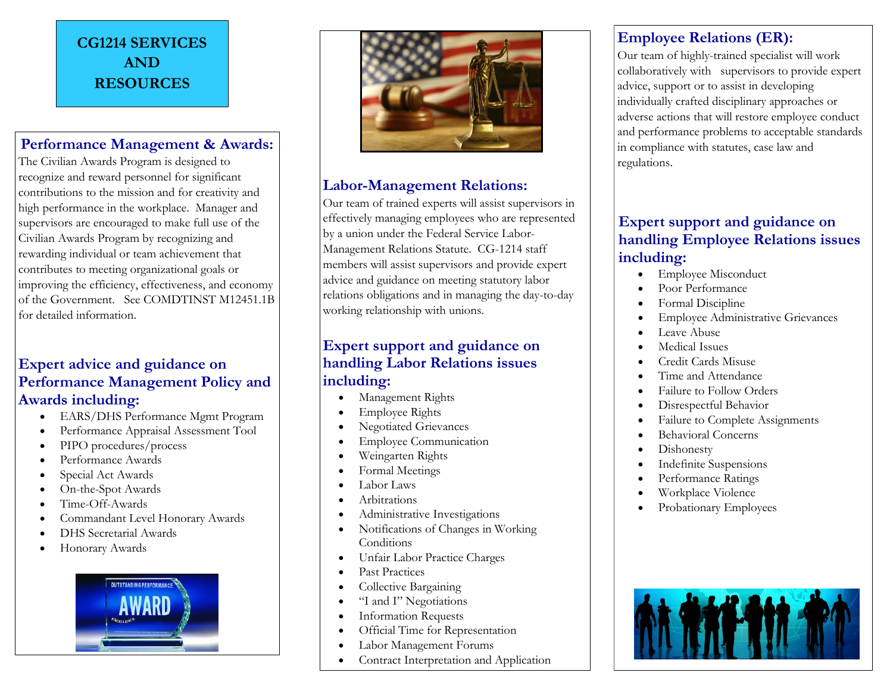# CG1214 SERVICES AND RESOURCES

## Performance Management & Awards:

The Civilian Awards Program is designed to recognize and reward personnel for significant contributions to the mission and for creativity and high performance in the workplace. Manager and supervisors are encouraged to make full use of the Civilian Awards Program by recognizing and rewarding individual or team achievement that contributes to meeting organizational goals or improving the efficiency, effectiveness, and economy of the Government. See COMDTINST M12451.1B for detailed information.

### Expert advice and guidance on Performance Management Policy and Awards including:

- EARS/DHS Performance Mgmt Program
- Performance Appraisal Assessment Tool
- PIPO procedures/process
- Performance Awards
- Special Act Awards
- On-the-Spot Awards
- Time-Off-Awards
- Commandant Level Honorary Awards
- DHS Secretarial Awards
- Honorary Awards

## Labor-Management Relations:

Our team of trained experts will assist supervisors in effectively managing employees who are represented by a union under the Federal Service Labor-Management Relations Statute. CG-1214 staff members will assist supervisors and provide expert advice and guidance on meeting statutory labor relations obligations and in managing the day-to-day working relationship with unions.

### Expert support and guidance on handling Labor Relations issues including:

- Management Rights
- Employee Rights
- Negotiated Grievances
- Employee Communication
- Weingarten Rights
- Formal Meetings
- Labor Laws
- Arbitrations
- Administrative Investigations
- Notifications of Changes in Working Conditions
- Unfair Labor Practice Charges
- Past Practices
- Collective Bargaining
- "I and I" Negotiations
- Information Requests
- Official Time for Representation
- Labor Management Forums
- Contract Interpretation and Application

## Employee Relations (ER):

Our team of highly-trained specialist will work collaboratively with supervisors to provide expert advice, support or to assist in developing individually crafted disciplinary approaches or adverse actions that will restore employee conduct and performance problems to acceptable standards in compliance with statutes, case law and regulations.

### Expert support and guidance on handling Employee Relations issues including:

- Employee Misconduct
- Poor Performance
- Formal Discipline
- Employee Administrative Grievances
- Leave Abuse
- Medical Issues
- Credit Cards Misuse
- Time and Attendance
- Failure to Follow Orders
- Disrespectful Behavior
- Failure to Complete Assignments
- Behavioral Concerns
- Dishonesty
- Indefinite Suspensions
- Performance Ratings
- Workplace Violence
- Probationary Employees